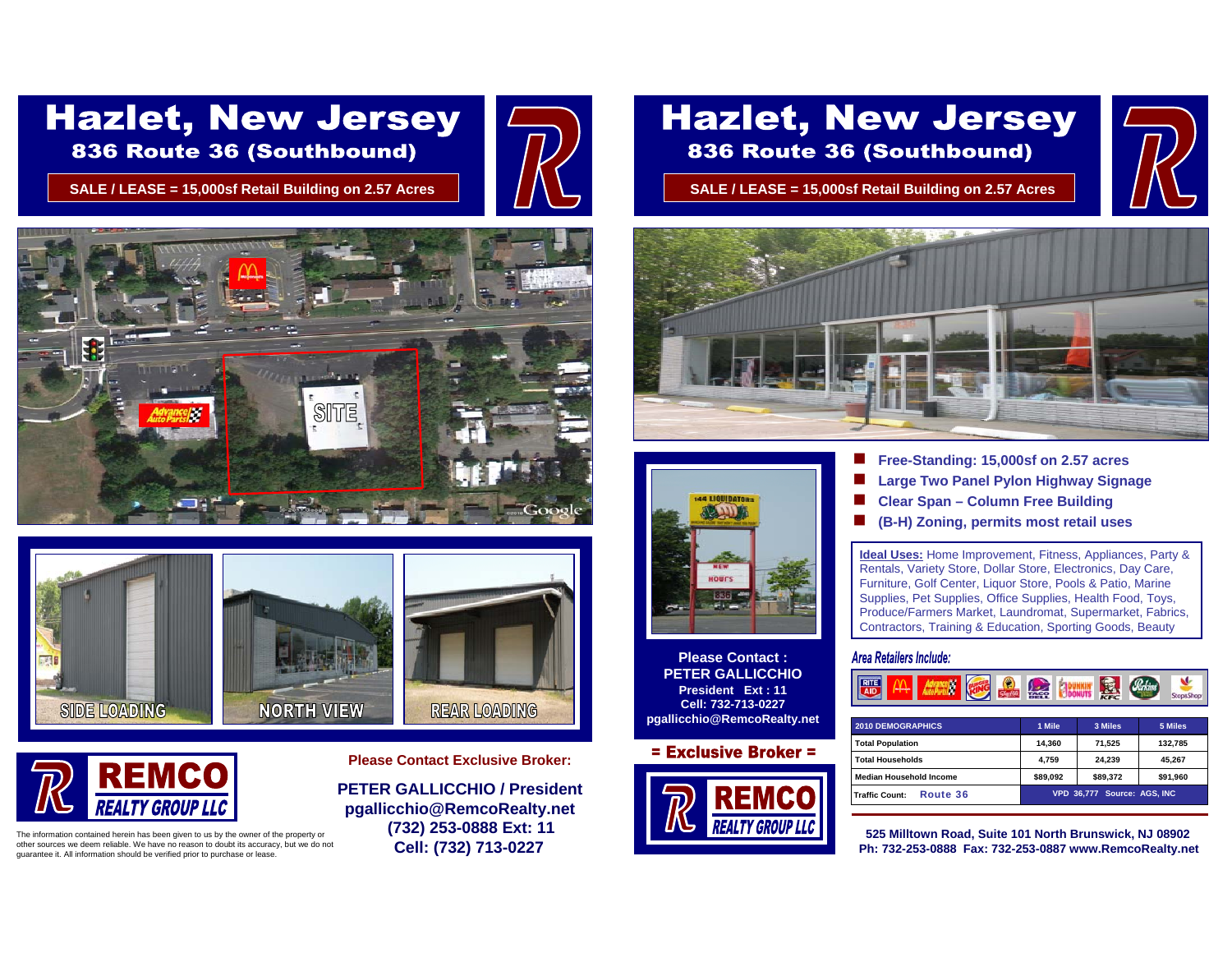# Hazlet, New Jersey

## 836 Route 36 (Southbound)

**SALE / LEASE = 15,000sf Retail Building on 2.57 Acres**

SIDE LOADING

NORTH VIEW

REAR LOADING

**REMCO REALTY GROUP LLC**

The information contained herein has been given to us by the owner of the property or other sources we deem reliable. We have no reason to doubt its accuracy, but we do not guarantee it. All information should be verified prior to purchase or lease.

**Please Contact Exclusive Broker:**

**PETER GALLICCHIO / President**
**pgallicchio@RemcoRealty.net**
**(732) 253-0888 Ext: 11**
**Cell: (732) 713-0227**

# Hazlet, New Jersey

## 836 Route 36 (Southbound)

**SALE / LEASE = 15,000sf Retail Building on 2.57 Acres**

**Please Contact :**
**PETER GALLICCHIO**
**President Ext : 11**
**Cell: 732-713-0227**
**pgallicchio@RemcoRealty.net**

**= Exclusive Broker =**

**REMCO REALTY GROUP LLC**

- **Free-Standing: 15,000sf on 2.57 acres**
- **Large Two Panel Pylon Highway Signage**
- **Clear Span – Column Free Building**
- **(B-H) Zoning, permits most retail uses**

**Ideal Uses:** Home Improvement, Fitness, Appliances, Party & Rentals, Variety Store, Dollar Store, Electronics, Day Care, Furniture, Golf Center, Liquor Store, Pools & Patio, Marine Supplies, Pet Supplies, Office Supplies, Health Food, Toys, Produce/Farmers Market, Laundromat, Supermarket, Fabrics, Contractors, Training & Education, Sporting Goods, Beauty

*Area Retailers Include:*

| 2010 DEMOGRAPHICS | 1 Mile | 3 Miles | 5 Miles |
|---|---|---|---|
| Total Population | 14,360 | 71,525 | 132,785 |
| Total Households | 4,759 | 24,239 | 45,267 |
| Median Household Income | $89,092 | $89,372 | $91,960 |
| Traffic Count: Route 36 | VPD 36,777 Source: AGS, INC | | |

**525 Milltown Road, Suite 101 North Brunswick, NJ 08902**
**Ph: 732-253-0888 Fax: 732-253-0887 www.RemcoRealty.net**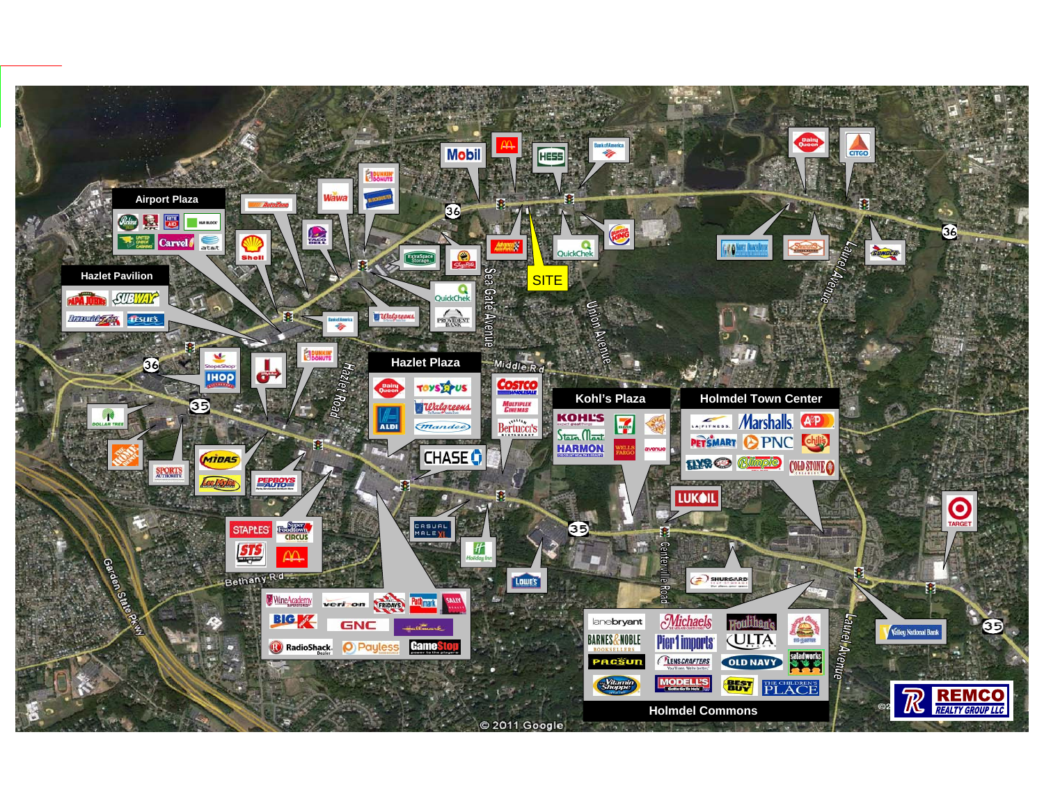SITE

**Airport Plaza**

- Perkins
- KFC
- Rite Aid
- H&R Block
- United Check Cashing
- Carvel
- at&t

**Hazlet Pavilion**

- Papa John's
- Subway
- Brunswick Zone
- Leslie's

**Hazlet Plaza**

- Dairy Queen
- Toys "R" Us
- Walgreens
- ALDI
- Mandee
- CHASE
- Costco Wholesale
- Multiplex Cinemas
- Bertucci's

**Kohl's Plaza**

- Kohl's
- 7-Eleven
- Stein Mart
- Harmon
- Wells Fargo
- avenue

**Holmdel Town Center**

- LA Fitness
- Marshalls
- A&P
- PetSmart
- PNC
- Chili's
- Five Guys
- Blimpie
- Cold Stone Creamery

**Holmdel Commons**

- Lane Bryant
- Michaels
- Houlihan's
- Barnes & Noble Booksellers
- Pier 1 Imports
- ULTA
- PacSun
- LensCrafters
- Old Navy
- Saladworks
- The Vitamin Shoppe
- Modell's
- Best Buy
- The Children's Place

Mobil, McDonald's, HESS, Bank of America, Dairy Queen, CITGO, Dunkin' Donuts, AutoZone, Wawa, Blockbuster, Shell, Taco Bell, Extra Space Storage, ShopRite, QuickChek, Provident Bank, Advance Auto Parts, Burger King, Sunoco, Stop & Shop, IHOP, Jiffy Lube, Dollar Tree, The Home Depot, Sports Authority, Midas, Lee Myles, Pep Boys Auto, Staples, Super Foodtown, Circus, STS, Wine Academy, Verizon, Fridays, Pathmark, Sally, Big K, GNC, Hallmark, RadioShack, Payless, GameStop, Casual Male XL, Holiday Inn, Lowe's, Lukoil, Shurgard, Target, Valley National Bank

Sea Gate Avenue, Union Avenue, Laurel Avenue, Middle Rd, Hazlet Road, Centerville Road, Bethany Rd, Garden State Pkwy, 35, 36

© 2011 Google

REMCO REALTY GROUP LLC